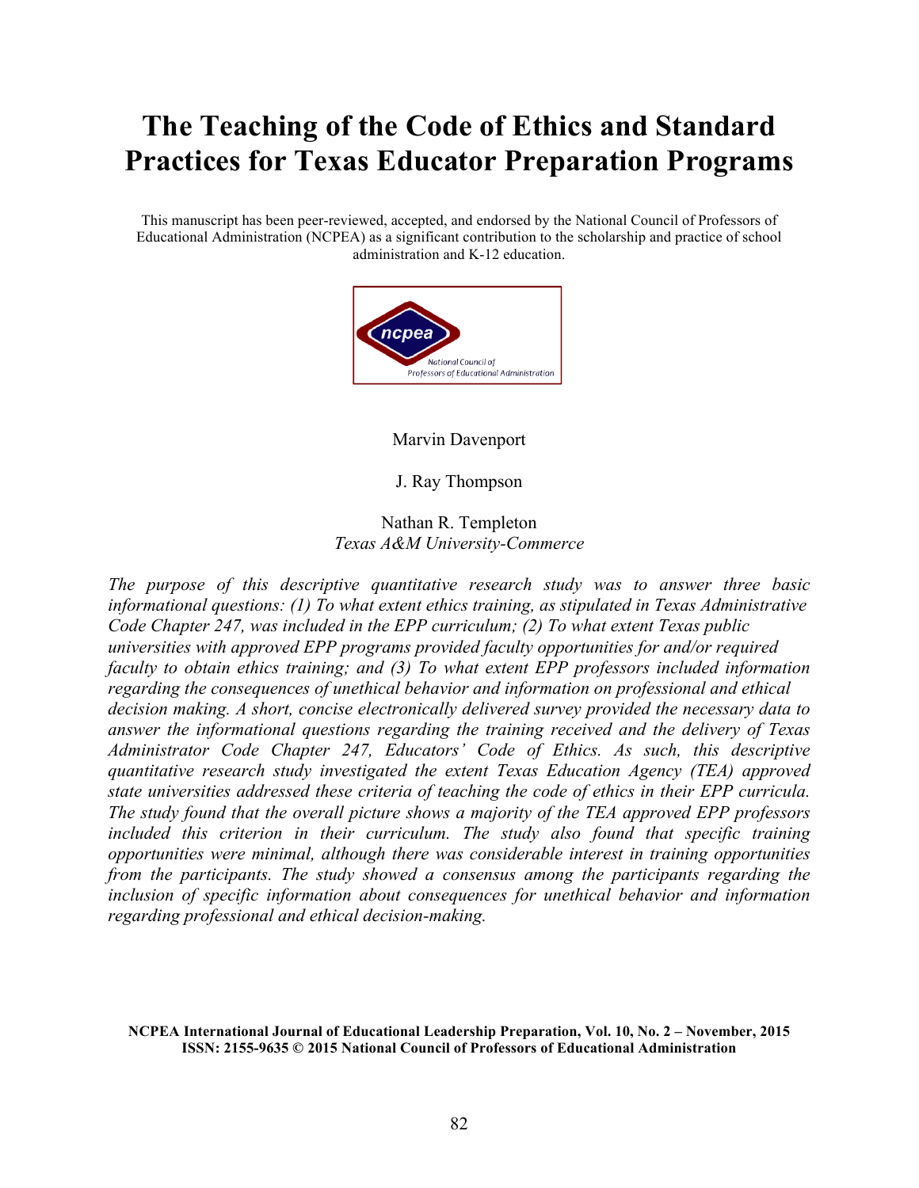# The Teaching of the Code of Ethics and Standard Practices for Texas Educator Preparation Programs

This manuscript has been peer-reviewed, accepted, and endorsed by the National Council of Professors of Educational Administration (NCPEA) as a significant contribution to the scholarship and practice of school administration and K-12 education.

Marvin Davenport

J. Ray Thompson

Nathan R. Templeton
*Texas A&M University-Commerce*

*The purpose of this descriptive quantitative research study was to answer three basic informational questions: (1) To what extent ethics training, as stipulated in Texas Administrative Code Chapter 247, was included in the EPP curriculum; (2) To what extent Texas public universities with approved EPP programs provided faculty opportunities for and/or required faculty to obtain ethics training; and (3) To what extent EPP professors included information regarding the consequences of unethical behavior and information on professional and ethical decision making. A short, concise electronically delivered survey provided the necessary data to answer the informational questions regarding the training received and the delivery of Texas Administrator Code Chapter 247, Educators' Code of Ethics. As such, this descriptive quantitative research study investigated the extent Texas Education Agency (TEA) approved state universities addressed these criteria of teaching the code of ethics in their EPP curricula. The study found that the overall picture shows a majority of the TEA approved EPP professors included this criterion in their curriculum. The study also found that specific training opportunities were minimal, although there was considerable interest in training opportunities from the participants. The study showed a consensus among the participants regarding the inclusion of specific information about consequences for unethical behavior and information regarding professional and ethical decision-making.*

**NCPEA International Journal of Educational Leadership Preparation, Vol. 10, No. 2 – November, 2015**
**ISSN: 2155-9635 © 2015 National Council of Professors of Educational Administration**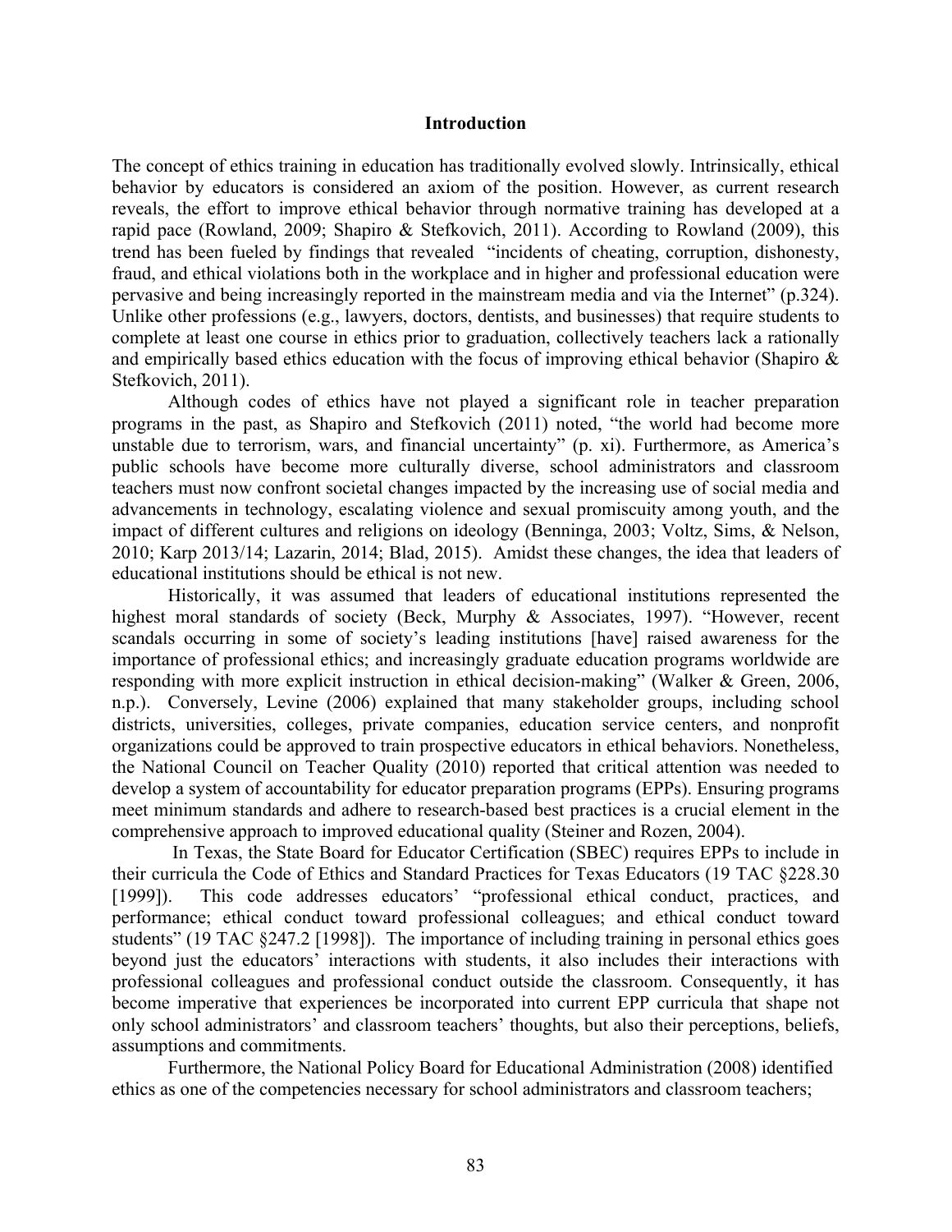## Introduction

The concept of ethics training in education has traditionally evolved slowly. Intrinsically, ethical behavior by educators is considered an axiom of the position. However, as current research reveals, the effort to improve ethical behavior through normative training has developed at a rapid pace (Rowland, 2009; Shapiro & Stefkovich, 2011). According to Rowland (2009), this trend has been fueled by findings that revealed "incidents of cheating, corruption, dishonesty, fraud, and ethical violations both in the workplace and in higher and professional education were pervasive and being increasingly reported in the mainstream media and via the Internet" (p.324). Unlike other professions (e.g., lawyers, doctors, dentists, and businesses) that require students to complete at least one course in ethics prior to graduation, collectively teachers lack a rationally and empirically based ethics education with the focus of improving ethical behavior (Shapiro & Stefkovich, 2011).

Although codes of ethics have not played a significant role in teacher preparation programs in the past, as Shapiro and Stefkovich (2011) noted, "the world had become more unstable due to terrorism, wars, and financial uncertainty" (p. xi). Furthermore, as America's public schools have become more culturally diverse, school administrators and classroom teachers must now confront societal changes impacted by the increasing use of social media and advancements in technology, escalating violence and sexual promiscuity among youth, and the impact of different cultures and religions on ideology (Benninga, 2003; Voltz, Sims, & Nelson, 2010; Karp 2013/14; Lazarin, 2014; Blad, 2015). Amidst these changes, the idea that leaders of educational institutions should be ethical is not new.

Historically, it was assumed that leaders of educational institutions represented the highest moral standards of society (Beck, Murphy & Associates, 1997). "However, recent scandals occurring in some of society's leading institutions [have] raised awareness for the importance of professional ethics; and increasingly graduate education programs worldwide are responding with more explicit instruction in ethical decision-making" (Walker & Green, 2006, n.p.). Conversely, Levine (2006) explained that many stakeholder groups, including school districts, universities, colleges, private companies, education service centers, and nonprofit organizations could be approved to train prospective educators in ethical behaviors. Nonetheless, the National Council on Teacher Quality (2010) reported that critical attention was needed to develop a system of accountability for educator preparation programs (EPPs). Ensuring programs meet minimum standards and adhere to research-based best practices is a crucial element in the comprehensive approach to improved educational quality (Steiner and Rozen, 2004).

In Texas, the State Board for Educator Certification (SBEC) requires EPPs to include in their curricula the Code of Ethics and Standard Practices for Texas Educators (19 TAC §228.30 [1999]). This code addresses educators' "professional ethical conduct, practices, and performance; ethical conduct toward professional colleagues; and ethical conduct toward students" (19 TAC §247.2 [1998]). The importance of including training in personal ethics goes beyond just the educators' interactions with students, it also includes their interactions with professional colleagues and professional conduct outside the classroom. Consequently, it has become imperative that experiences be incorporated into current EPP curricula that shape not only school administrators' and classroom teachers' thoughts, but also their perceptions, beliefs, assumptions and commitments.

Furthermore, the National Policy Board for Educational Administration (2008) identified ethics as one of the competencies necessary for school administrators and classroom teachers;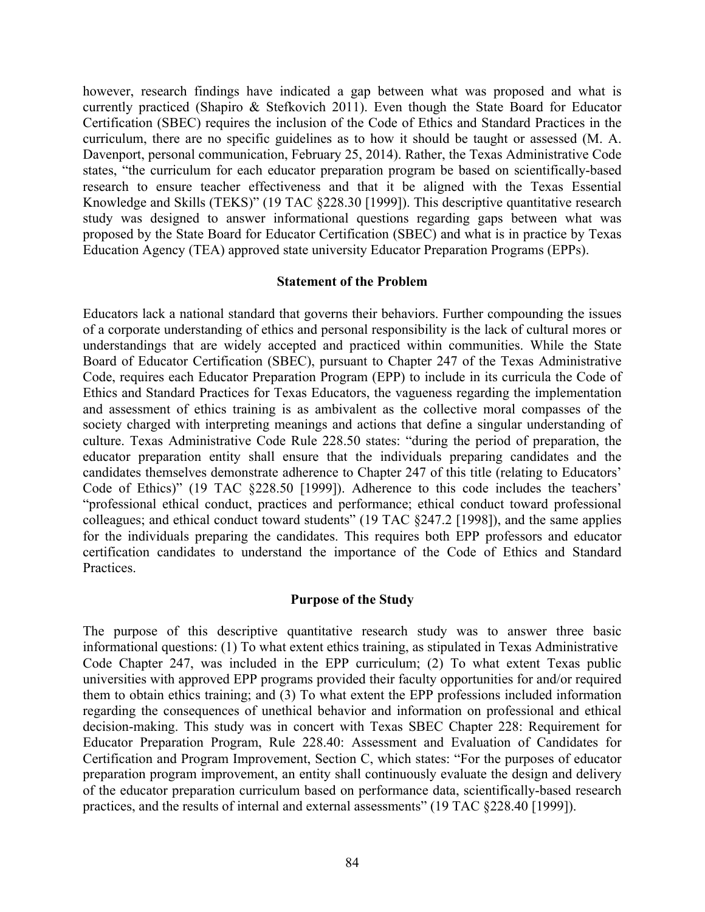however, research findings have indicated a gap between what was proposed and what is currently practiced (Shapiro & Stefkovich 2011). Even though the State Board for Educator Certification (SBEC) requires the inclusion of the Code of Ethics and Standard Practices in the curriculum, there are no specific guidelines as to how it should be taught or assessed (M. A. Davenport, personal communication, February 25, 2014). Rather, the Texas Administrative Code states, "the curriculum for each educator preparation program be based on scientifically-based research to ensure teacher effectiveness and that it be aligned with the Texas Essential Knowledge and Skills (TEKS)" (19 TAC §228.30 [1999]). This descriptive quantitative research study was designed to answer informational questions regarding gaps between what was proposed by the State Board for Educator Certification (SBEC) and what is in practice by Texas Education Agency (TEA) approved state university Educator Preparation Programs (EPPs).

## Statement of the Problem

Educators lack a national standard that governs their behaviors. Further compounding the issues of a corporate understanding of ethics and personal responsibility is the lack of cultural mores or understandings that are widely accepted and practiced within communities. While the State Board of Educator Certification (SBEC), pursuant to Chapter 247 of the Texas Administrative Code, requires each Educator Preparation Program (EPP) to include in its curricula the Code of Ethics and Standard Practices for Texas Educators, the vagueness regarding the implementation and assessment of ethics training is as ambivalent as the collective moral compasses of the society charged with interpreting meanings and actions that define a singular understanding of culture. Texas Administrative Code Rule 228.50 states: "during the period of preparation, the educator preparation entity shall ensure that the individuals preparing candidates and the candidates themselves demonstrate adherence to Chapter 247 of this title (relating to Educators' Code of Ethics)" (19 TAC §228.50 [1999]). Adherence to this code includes the teachers' "professional ethical conduct, practices and performance; ethical conduct toward professional colleagues; and ethical conduct toward students" (19 TAC §247.2 [1998]), and the same applies for the individuals preparing the candidates. This requires both EPP professors and educator certification candidates to understand the importance of the Code of Ethics and Standard Practices.

## Purpose of the Study

The purpose of this descriptive quantitative research study was to answer three basic informational questions: (1) To what extent ethics training, as stipulated in Texas Administrative Code Chapter 247, was included in the EPP curriculum; (2) To what extent Texas public universities with approved EPP programs provided their faculty opportunities for and/or required them to obtain ethics training; and (3) To what extent the EPP professions included information regarding the consequences of unethical behavior and information on professional and ethical decision-making. This study was in concert with Texas SBEC Chapter 228: Requirement for Educator Preparation Program, Rule 228.40: Assessment and Evaluation of Candidates for Certification and Program Improvement, Section C, which states: "For the purposes of educator preparation program improvement, an entity shall continuously evaluate the design and delivery of the educator preparation curriculum based on performance data, scientifically-based research practices, and the results of internal and external assessments" (19 TAC §228.40 [1999]).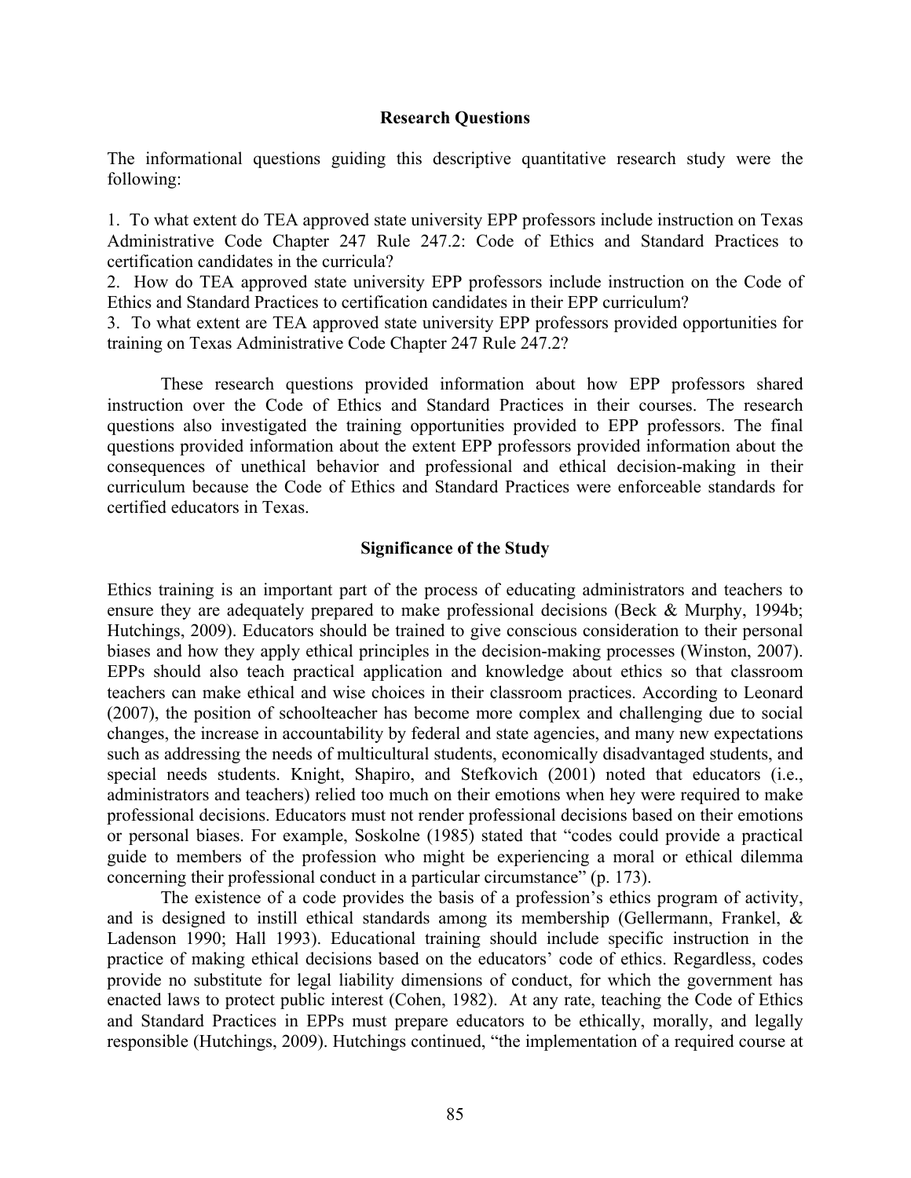## Research Questions

The informational questions guiding this descriptive quantitative research study were the following:

1. To what extent do TEA approved state university EPP professors include instruction on Texas Administrative Code Chapter 247 Rule 247.2: Code of Ethics and Standard Practices to certification candidates in the curricula?
2. How do TEA approved state university EPP professors include instruction on the Code of Ethics and Standard Practices to certification candidates in their EPP curriculum?
3. To what extent are TEA approved state university EPP professors provided opportunities for training on Texas Administrative Code Chapter 247 Rule 247.2?

These research questions provided information about how EPP professors shared instruction over the Code of Ethics and Standard Practices in their courses. The research questions also investigated the training opportunities provided to EPP professors. The final questions provided information about the extent EPP professors provided information about the consequences of unethical behavior and professional and ethical decision-making in their curriculum because the Code of Ethics and Standard Practices were enforceable standards for certified educators in Texas.

## Significance of the Study

Ethics training is an important part of the process of educating administrators and teachers to ensure they are adequately prepared to make professional decisions (Beck & Murphy, 1994b; Hutchings, 2009). Educators should be trained to give conscious consideration to their personal biases and how they apply ethical principles in the decision-making processes (Winston, 2007). EPPs should also teach practical application and knowledge about ethics so that classroom teachers can make ethical and wise choices in their classroom practices. According to Leonard (2007), the position of schoolteacher has become more complex and challenging due to social changes, the increase in accountability by federal and state agencies, and many new expectations such as addressing the needs of multicultural students, economically disadvantaged students, and special needs students. Knight, Shapiro, and Stefkovich (2001) noted that educators (i.e., administrators and teachers) relied too much on their emotions when hey were required to make professional decisions. Educators must not render professional decisions based on their emotions or personal biases. For example, Soskolne (1985) stated that "codes could provide a practical guide to members of the profession who might be experiencing a moral or ethical dilemma concerning their professional conduct in a particular circumstance" (p. 173).

The existence of a code provides the basis of a profession's ethics program of activity, and is designed to instill ethical standards among its membership (Gellermann, Frankel, & Ladenson 1990; Hall 1993). Educational training should include specific instruction in the practice of making ethical decisions based on the educators' code of ethics. Regardless, codes provide no substitute for legal liability dimensions of conduct, for which the government has enacted laws to protect public interest (Cohen, 1982). At any rate, teaching the Code of Ethics and Standard Practices in EPPs must prepare educators to be ethically, morally, and legally responsible (Hutchings, 2009). Hutchings continued, "the implementation of a required course at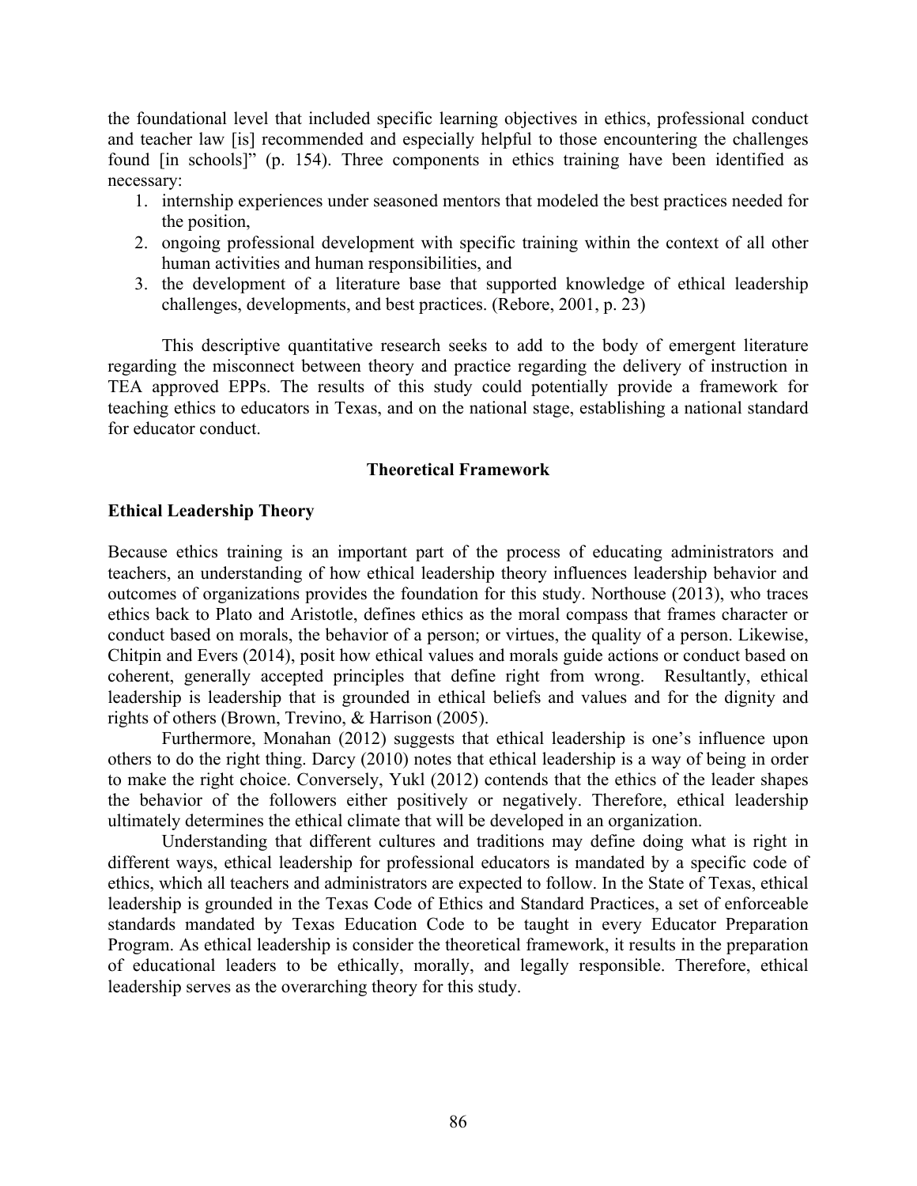the foundational level that included specific learning objectives in ethics, professional conduct and teacher law [is] recommended and especially helpful to those encountering the challenges found [in schools]" (p. 154). Three components in ethics training have been identified as necessary:

1. internship experiences under seasoned mentors that modeled the best practices needed for the position,
2. ongoing professional development with specific training within the context of all other human activities and human responsibilities, and
3. the development of a literature base that supported knowledge of ethical leadership challenges, developments, and best practices. (Rebore, 2001, p. 23)

This descriptive quantitative research seeks to add to the body of emergent literature regarding the misconnect between theory and practice regarding the delivery of instruction in TEA approved EPPs. The results of this study could potentially provide a framework for teaching ethics to educators in Texas, and on the national stage, establishing a national standard for educator conduct.

## Theoretical Framework

### Ethical Leadership Theory

Because ethics training is an important part of the process of educating administrators and teachers, an understanding of how ethical leadership theory influences leadership behavior and outcomes of organizations provides the foundation for this study. Northouse (2013), who traces ethics back to Plato and Aristotle, defines ethics as the moral compass that frames character or conduct based on morals, the behavior of a person; or virtues, the quality of a person. Likewise, Chitpin and Evers (2014), posit how ethical values and morals guide actions or conduct based on coherent, generally accepted principles that define right from wrong. Resultantly, ethical leadership is leadership that is grounded in ethical beliefs and values and for the dignity and rights of others (Brown, Trevino, & Harrison (2005).

Furthermore, Monahan (2012) suggests that ethical leadership is one's influence upon others to do the right thing. Darcy (2010) notes that ethical leadership is a way of being in order to make the right choice. Conversely, Yukl (2012) contends that the ethics of the leader shapes the behavior of the followers either positively or negatively. Therefore, ethical leadership ultimately determines the ethical climate that will be developed in an organization.

Understanding that different cultures and traditions may define doing what is right in different ways, ethical leadership for professional educators is mandated by a specific code of ethics, which all teachers and administrators are expected to follow. In the State of Texas, ethical leadership is grounded in the Texas Code of Ethics and Standard Practices, a set of enforceable standards mandated by Texas Education Code to be taught in every Educator Preparation Program. As ethical leadership is consider the theoretical framework, it results in the preparation of educational leaders to be ethically, morally, and legally responsible. Therefore, ethical leadership serves as the overarching theory for this study.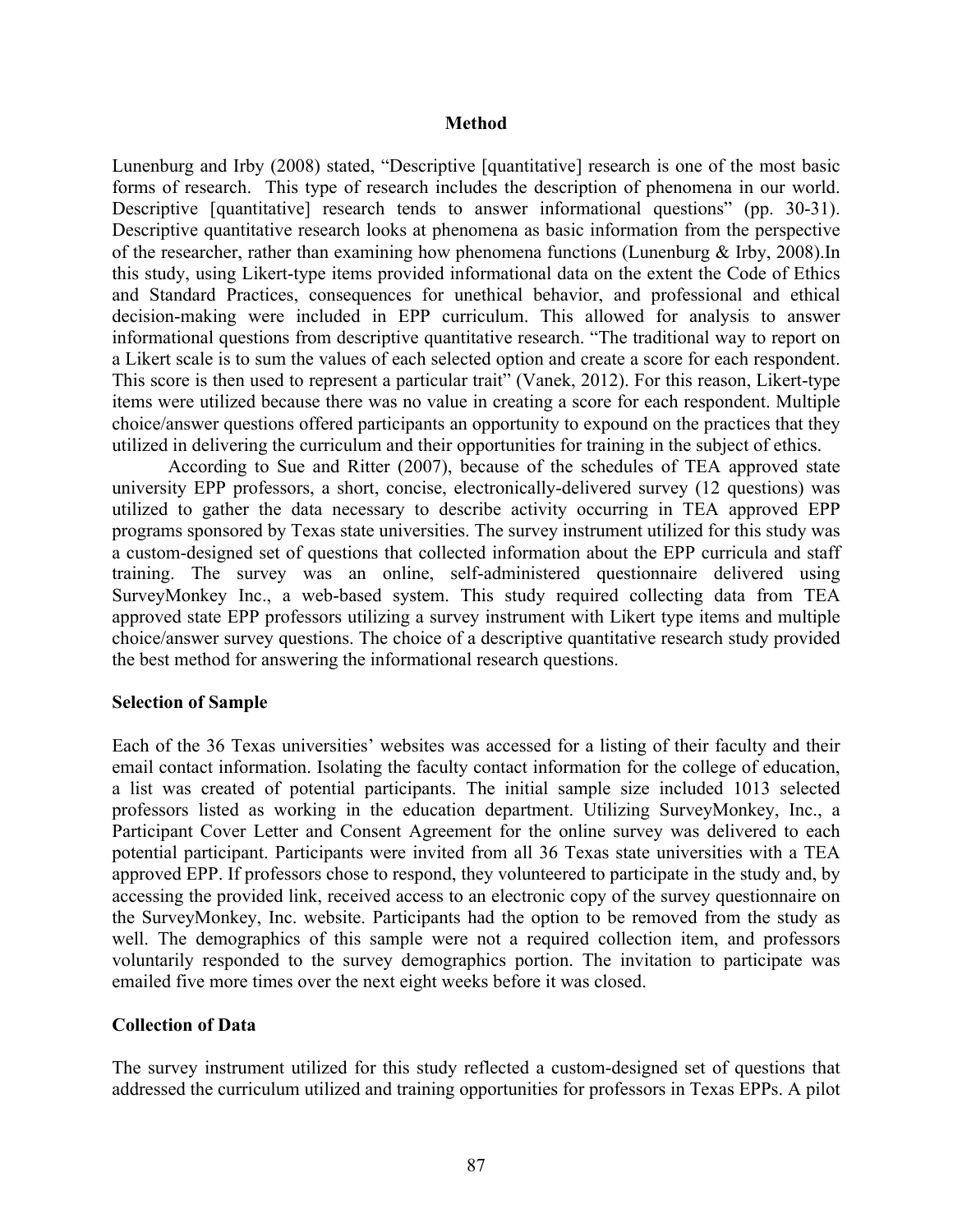## Method

Lunenburg and Irby (2008) stated, "Descriptive [quantitative] research is one of the most basic forms of research. This type of research includes the description of phenomena in our world. Descriptive [quantitative] research tends to answer informational questions" (pp. 30-31). Descriptive quantitative research looks at phenomena as basic information from the perspective of the researcher, rather than examining how phenomena functions (Lunenburg & Irby, 2008).In this study, using Likert-type items provided informational data on the extent the Code of Ethics and Standard Practices, consequences for unethical behavior, and professional and ethical decision-making were included in EPP curriculum. This allowed for analysis to answer informational questions from descriptive quantitative research. "The traditional way to report on a Likert scale is to sum the values of each selected option and create a score for each respondent. This score is then used to represent a particular trait" (Vanek, 2012). For this reason, Likert-type items were utilized because there was no value in creating a score for each respondent. Multiple choice/answer questions offered participants an opportunity to expound on the practices that they utilized in delivering the curriculum and their opportunities for training in the subject of ethics.

According to Sue and Ritter (2007), because of the schedules of TEA approved state university EPP professors, a short, concise, electronically-delivered survey (12 questions) was utilized to gather the data necessary to describe activity occurring in TEA approved EPP programs sponsored by Texas state universities. The survey instrument utilized for this study was a custom-designed set of questions that collected information about the EPP curricula and staff training. The survey was an online, self-administered questionnaire delivered using SurveyMonkey Inc., a web-based system. This study required collecting data from TEA approved state EPP professors utilizing a survey instrument with Likert type items and multiple choice/answer survey questions. The choice of a descriptive quantitative research study provided the best method for answering the informational research questions.

### Selection of Sample

Each of the 36 Texas universities' websites was accessed for a listing of their faculty and their email contact information. Isolating the faculty contact information for the college of education, a list was created of potential participants. The initial sample size included 1013 selected professors listed as working in the education department. Utilizing SurveyMonkey, Inc., a Participant Cover Letter and Consent Agreement for the online survey was delivered to each potential participant. Participants were invited from all 36 Texas state universities with a TEA approved EPP. If professors chose to respond, they volunteered to participate in the study and, by accessing the provided link, received access to an electronic copy of the survey questionnaire on the SurveyMonkey, Inc. website. Participants had the option to be removed from the study as well. The demographics of this sample were not a required collection item, and professors voluntarily responded to the survey demographics portion. The invitation to participate was emailed five more times over the next eight weeks before it was closed.

### Collection of Data

The survey instrument utilized for this study reflected a custom-designed set of questions that addressed the curriculum utilized and training opportunities for professors in Texas EPPs. A pilot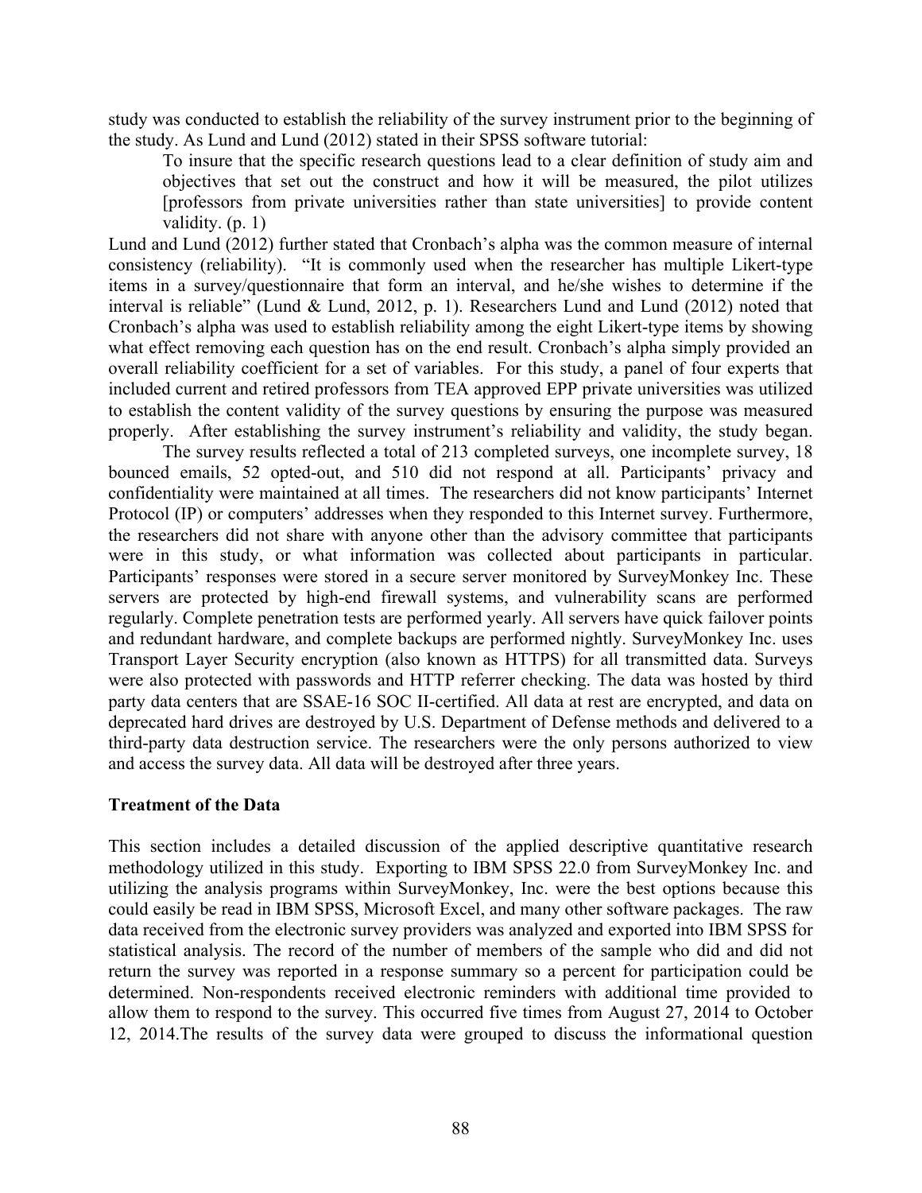study was conducted to establish the reliability of the survey instrument prior to the beginning of the study. As Lund and Lund (2012) stated in their SPSS software tutorial:

> To insure that the specific research questions lead to a clear definition of study aim and objectives that set out the construct and how it will be measured, the pilot utilizes [professors from private universities rather than state universities] to provide content validity. (p. 1)

Lund and Lund (2012) further stated that Cronbach's alpha was the common measure of internal consistency (reliability). "It is commonly used when the researcher has multiple Likert-type items in a survey/questionnaire that form an interval, and he/she wishes to determine if the interval is reliable" (Lund & Lund, 2012, p. 1). Researchers Lund and Lund (2012) noted that Cronbach's alpha was used to establish reliability among the eight Likert-type items by showing what effect removing each question has on the end result. Cronbach's alpha simply provided an overall reliability coefficient for a set of variables. For this study, a panel of four experts that included current and retired professors from TEA approved EPP private universities was utilized to establish the content validity of the survey questions by ensuring the purpose was measured properly. After establishing the survey instrument's reliability and validity, the study began.

The survey results reflected a total of 213 completed surveys, one incomplete survey, 18 bounced emails, 52 opted-out, and 510 did not respond at all. Participants' privacy and confidentiality were maintained at all times. The researchers did not know participants' Internet Protocol (IP) or computers' addresses when they responded to this Internet survey. Furthermore, the researchers did not share with anyone other than the advisory committee that participants were in this study, or what information was collected about participants in particular. Participants' responses were stored in a secure server monitored by SurveyMonkey Inc. These servers are protected by high-end firewall systems, and vulnerability scans are performed regularly. Complete penetration tests are performed yearly. All servers have quick failover points and redundant hardware, and complete backups are performed nightly. SurveyMonkey Inc. uses Transport Layer Security encryption (also known as HTTPS) for all transmitted data. Surveys were also protected with passwords and HTTP referrer checking. The data was hosted by third party data centers that are SSAE-16 SOC II-certified. All data at rest are encrypted, and data on deprecated hard drives are destroyed by U.S. Department of Defense methods and delivered to a third-party data destruction service. The researchers were the only persons authorized to view and access the survey data. All data will be destroyed after three years.

### Treatment of the Data

This section includes a detailed discussion of the applied descriptive quantitative research methodology utilized in this study. Exporting to IBM SPSS 22.0 from SurveyMonkey Inc. and utilizing the analysis programs within SurveyMonkey, Inc. were the best options because this could easily be read in IBM SPSS, Microsoft Excel, and many other software packages. The raw data received from the electronic survey providers was analyzed and exported into IBM SPSS for statistical analysis. The record of the number of members of the sample who did and did not return the survey was reported in a response summary so a percent for participation could be determined. Non-respondents received electronic reminders with additional time provided to allow them to respond to the survey. This occurred five times from August 27, 2014 to October 12, 2014.The results of the survey data were grouped to discuss the informational question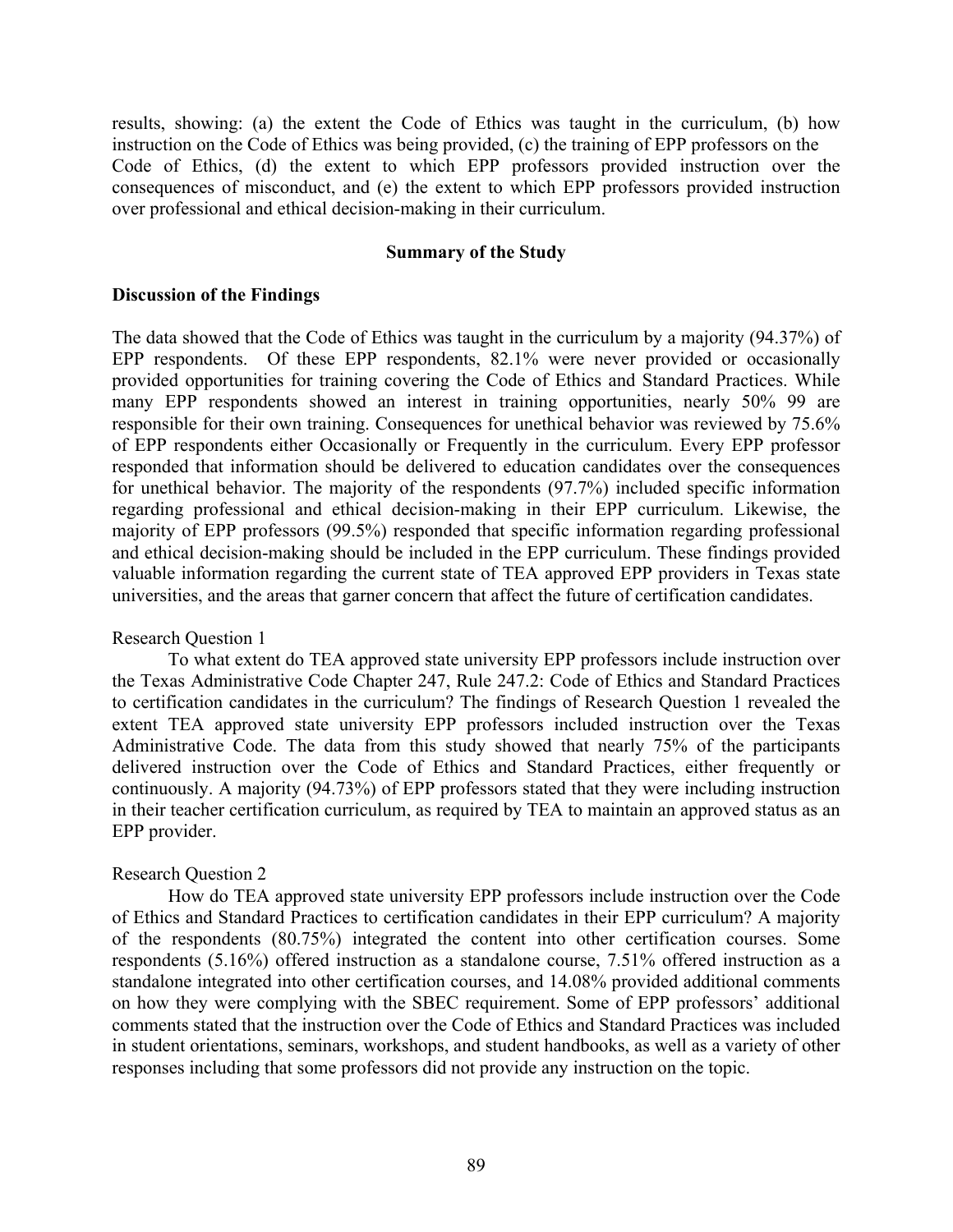results, showing: (a) the extent the Code of Ethics was taught in the curriculum, (b) how instruction on the Code of Ethics was being provided, (c) the training of EPP professors on the Code of Ethics, (d) the extent to which EPP professors provided instruction over the consequences of misconduct, and (e) the extent to which EPP professors provided instruction over professional and ethical decision-making in their curriculum.

## Summary of the Study

### Discussion of the Findings

The data showed that the Code of Ethics was taught in the curriculum by a majority (94.37%) of EPP respondents. Of these EPP respondents, 82.1% were never provided or occasionally provided opportunities for training covering the Code of Ethics and Standard Practices. While many EPP respondents showed an interest in training opportunities, nearly 50% 99 are responsible for their own training. Consequences for unethical behavior was reviewed by 75.6% of EPP respondents either Occasionally or Frequently in the curriculum. Every EPP professor responded that information should be delivered to education candidates over the consequences for unethical behavior. The majority of the respondents (97.7%) included specific information regarding professional and ethical decision-making in their EPP curriculum. Likewise, the majority of EPP professors (99.5%) responded that specific information regarding professional and ethical decision-making should be included in the EPP curriculum. These findings provided valuable information regarding the current state of TEA approved EPP providers in Texas state universities, and the areas that garner concern that affect the future of certification candidates.

Research Question 1

To what extent do TEA approved state university EPP professors include instruction over the Texas Administrative Code Chapter 247, Rule 247.2: Code of Ethics and Standard Practices to certification candidates in the curriculum? The findings of Research Question 1 revealed the extent TEA approved state university EPP professors included instruction over the Texas Administrative Code. The data from this study showed that nearly 75% of the participants delivered instruction over the Code of Ethics and Standard Practices, either frequently or continuously. A majority (94.73%) of EPP professors stated that they were including instruction in their teacher certification curriculum, as required by TEA to maintain an approved status as an EPP provider.

Research Question 2

How do TEA approved state university EPP professors include instruction over the Code of Ethics and Standard Practices to certification candidates in their EPP curriculum? A majority of the respondents (80.75%) integrated the content into other certification courses. Some respondents (5.16%) offered instruction as a standalone course, 7.51% offered instruction as a standalone integrated into other certification courses, and 14.08% provided additional comments on how they were complying with the SBEC requirement. Some of EPP professors' additional comments stated that the instruction over the Code of Ethics and Standard Practices was included in student orientations, seminars, workshops, and student handbooks, as well as a variety of other responses including that some professors did not provide any instruction on the topic.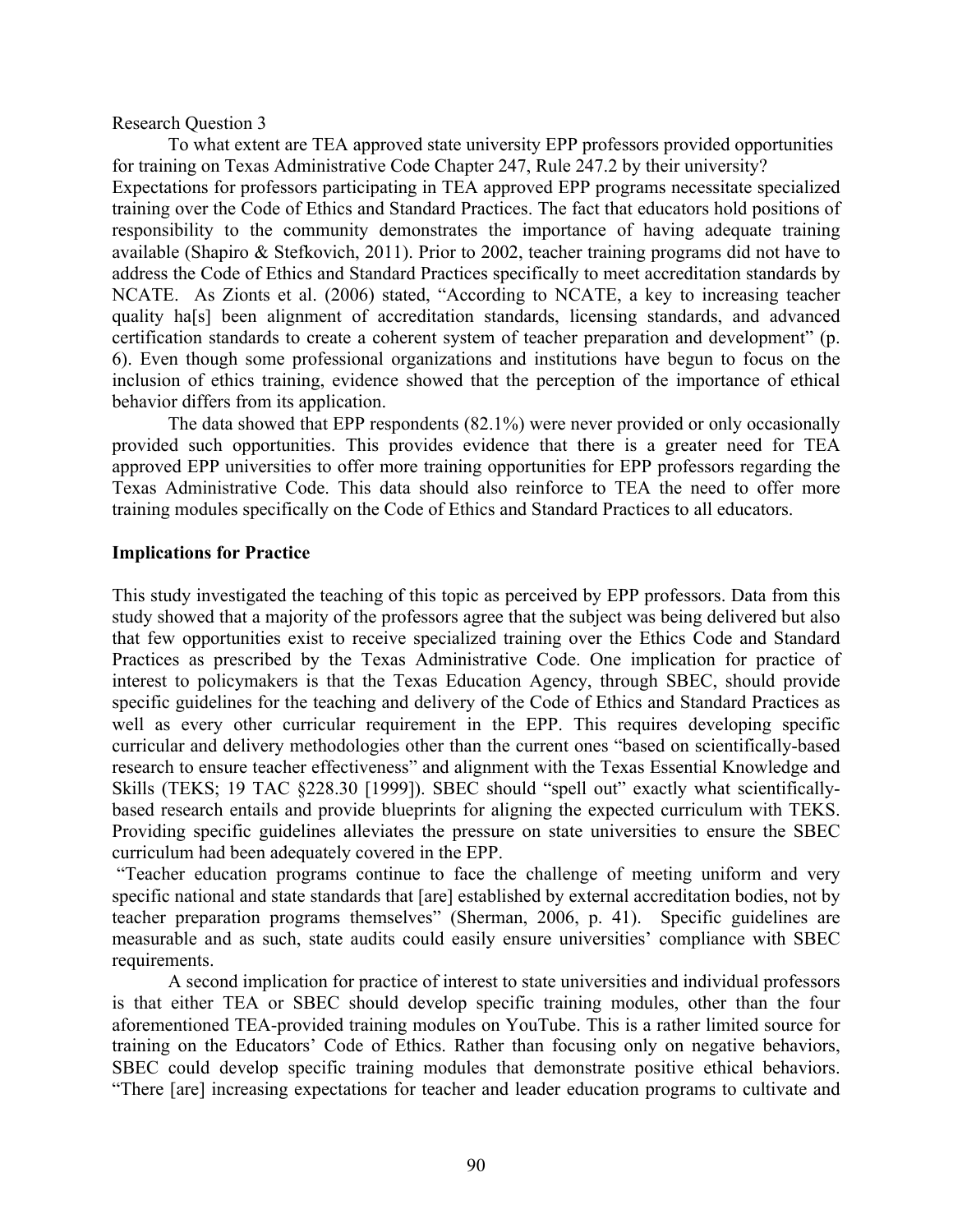Research Question 3

To what extent are TEA approved state university EPP professors provided opportunities for training on Texas Administrative Code Chapter 247, Rule 247.2 by their university?

Expectations for professors participating in TEA approved EPP programs necessitate specialized training over the Code of Ethics and Standard Practices. The fact that educators hold positions of responsibility to the community demonstrates the importance of having adequate training available (Shapiro & Stefkovich, 2011). Prior to 2002, teacher training programs did not have to address the Code of Ethics and Standard Practices specifically to meet accreditation standards by NCATE. As Zionts et al. (2006) stated, "According to NCATE, a key to increasing teacher quality ha[s] been alignment of accreditation standards, licensing standards, and advanced certification standards to create a coherent system of teacher preparation and development" (p. 6). Even though some professional organizations and institutions have begun to focus on the inclusion of ethics training, evidence showed that the perception of the importance of ethical behavior differs from its application.

The data showed that EPP respondents (82.1%) were never provided or only occasionally provided such opportunities. This provides evidence that there is a greater need for TEA approved EPP universities to offer more training opportunities for EPP professors regarding the Texas Administrative Code. This data should also reinforce to TEA the need to offer more training modules specifically on the Code of Ethics and Standard Practices to all educators.

**Implications for Practice**

This study investigated the teaching of this topic as perceived by EPP professors. Data from this study showed that a majority of the professors agree that the subject was being delivered but also that few opportunities exist to receive specialized training over the Ethics Code and Standard Practices as prescribed by the Texas Administrative Code. One implication for practice of interest to policymakers is that the Texas Education Agency, through SBEC, should provide specific guidelines for the teaching and delivery of the Code of Ethics and Standard Practices as well as every other curricular requirement in the EPP. This requires developing specific curricular and delivery methodologies other than the current ones "based on scientifically-based research to ensure teacher effectiveness" and alignment with the Texas Essential Knowledge and Skills (TEKS; 19 TAC §228.30 [1999]). SBEC should "spell out" exactly what scientifically-based research entails and provide blueprints for aligning the expected curriculum with TEKS. Providing specific guidelines alleviates the pressure on state universities to ensure the SBEC curriculum had been adequately covered in the EPP.

"Teacher education programs continue to face the challenge of meeting uniform and very specific national and state standards that [are] established by external accreditation bodies, not by teacher preparation programs themselves" (Sherman, 2006, p. 41). Specific guidelines are measurable and as such, state audits could easily ensure universities' compliance with SBEC requirements.

A second implication for practice of interest to state universities and individual professors is that either TEA or SBEC should develop specific training modules, other than the four aforementioned TEA-provided training modules on YouTube. This is a rather limited source for training on the Educators' Code of Ethics. Rather than focusing only on negative behaviors, SBEC could develop specific training modules that demonstrate positive ethical behaviors. "There [are] increasing expectations for teacher and leader education programs to cultivate and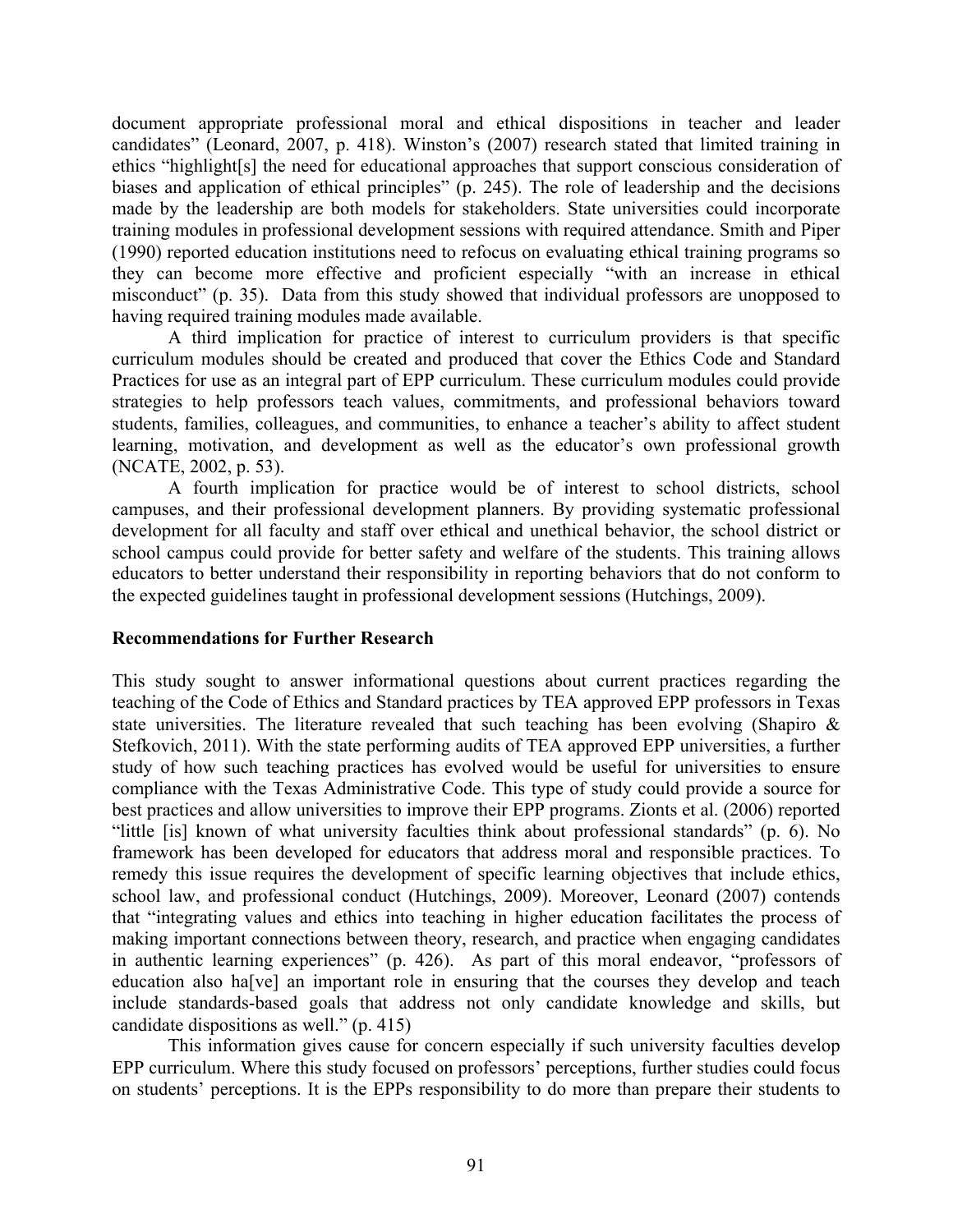document appropriate professional moral and ethical dispositions in teacher and leader candidates" (Leonard, 2007, p. 418). Winston's (2007) research stated that limited training in ethics "highlight[s] the need for educational approaches that support conscious consideration of biases and application of ethical principles" (p. 245). The role of leadership and the decisions made by the leadership are both models for stakeholders. State universities could incorporate training modules in professional development sessions with required attendance. Smith and Piper (1990) reported education institutions need to refocus on evaluating ethical training programs so they can become more effective and proficient especially "with an increase in ethical misconduct" (p. 35). Data from this study showed that individual professors are unopposed to having required training modules made available.

A third implication for practice of interest to curriculum providers is that specific curriculum modules should be created and produced that cover the Ethics Code and Standard Practices for use as an integral part of EPP curriculum. These curriculum modules could provide strategies to help professors teach values, commitments, and professional behaviors toward students, families, colleagues, and communities, to enhance a teacher's ability to affect student learning, motivation, and development as well as the educator's own professional growth (NCATE, 2002, p. 53).

A fourth implication for practice would be of interest to school districts, school campuses, and their professional development planners. By providing systematic professional development for all faculty and staff over ethical and unethical behavior, the school district or school campus could provide for better safety and welfare of the students. This training allows educators to better understand their responsibility in reporting behaviors that do not conform to the expected guidelines taught in professional development sessions (Hutchings, 2009).

**Recommendations for Further Research**

This study sought to answer informational questions about current practices regarding the teaching of the Code of Ethics and Standard practices by TEA approved EPP professors in Texas state universities. The literature revealed that such teaching has been evolving (Shapiro & Stefkovich, 2011). With the state performing audits of TEA approved EPP universities, a further study of how such teaching practices has evolved would be useful for universities to ensure compliance with the Texas Administrative Code. This type of study could provide a source for best practices and allow universities to improve their EPP programs. Zionts et al. (2006) reported "little [is] known of what university faculties think about professional standards" (p. 6). No framework has been developed for educators that address moral and responsible practices. To remedy this issue requires the development of specific learning objectives that include ethics, school law, and professional conduct (Hutchings, 2009). Moreover, Leonard (2007) contends that "integrating values and ethics into teaching in higher education facilitates the process of making important connections between theory, research, and practice when engaging candidates in authentic learning experiences" (p. 426). As part of this moral endeavor, "professors of education also ha[ve] an important role in ensuring that the courses they develop and teach include standards-based goals that address not only candidate knowledge and skills, but candidate dispositions as well." (p. 415)

This information gives cause for concern especially if such university faculties develop EPP curriculum. Where this study focused on professors' perceptions, further studies could focus on students' perceptions. It is the EPPs responsibility to do more than prepare their students to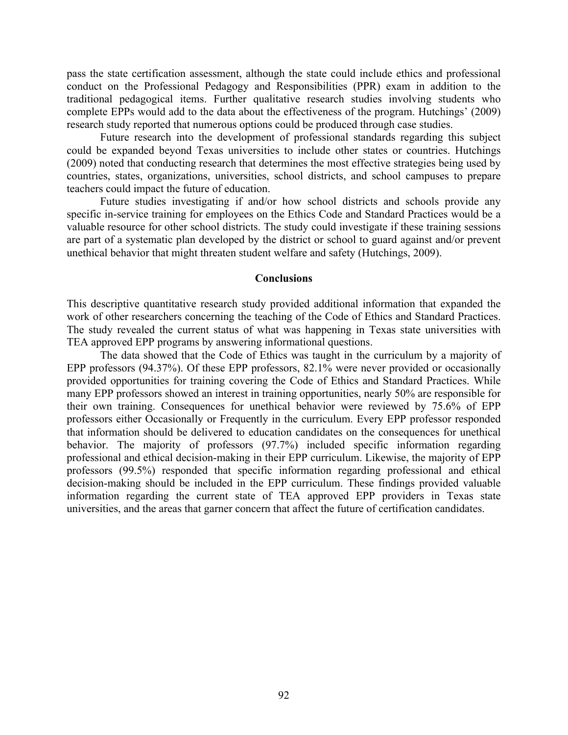pass the state certification assessment, although the state could include ethics and professional conduct on the Professional Pedagogy and Responsibilities (PPR) exam in addition to the traditional pedagogical items. Further qualitative research studies involving students who complete EPPs would add to the data about the effectiveness of the program. Hutchings' (2009) research study reported that numerous options could be produced through case studies.

Future research into the development of professional standards regarding this subject could be expanded beyond Texas universities to include other states or countries. Hutchings (2009) noted that conducting research that determines the most effective strategies being used by countries, states, organizations, universities, school districts, and school campuses to prepare teachers could impact the future of education.

Future studies investigating if and/or how school districts and schools provide any specific in-service training for employees on the Ethics Code and Standard Practices would be a valuable resource for other school districts. The study could investigate if these training sessions are part of a systematic plan developed by the district or school to guard against and/or prevent unethical behavior that might threaten student welfare and safety (Hutchings, 2009).

## Conclusions

This descriptive quantitative research study provided additional information that expanded the work of other researchers concerning the teaching of the Code of Ethics and Standard Practices. The study revealed the current status of what was happening in Texas state universities with TEA approved EPP programs by answering informational questions.

The data showed that the Code of Ethics was taught in the curriculum by a majority of EPP professors (94.37%). Of these EPP professors, 82.1% were never provided or occasionally provided opportunities for training covering the Code of Ethics and Standard Practices. While many EPP professors showed an interest in training opportunities, nearly 50% are responsible for their own training. Consequences for unethical behavior were reviewed by 75.6% of EPP professors either Occasionally or Frequently in the curriculum. Every EPP professor responded that information should be delivered to education candidates on the consequences for unethical behavior. The majority of professors (97.7%) included specific information regarding professional and ethical decision-making in their EPP curriculum. Likewise, the majority of EPP professors (99.5%) responded that specific information regarding professional and ethical decision-making should be included in the EPP curriculum. These findings provided valuable information regarding the current state of TEA approved EPP providers in Texas state universities, and the areas that garner concern that affect the future of certification candidates.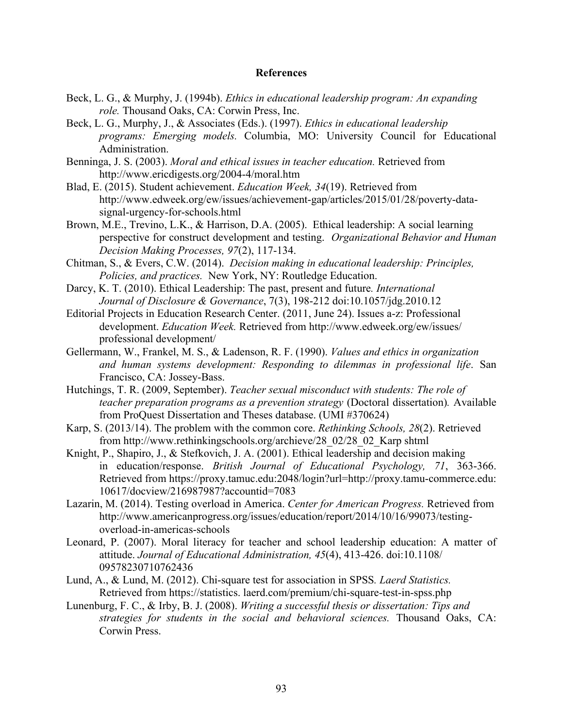## References

Beck, L. G., & Murphy, J. (1994b). *Ethics in educational leadership program: An expanding role.* Thousand Oaks, CA: Corwin Press, Inc.

Beck, L. G., Murphy, J., & Associates (Eds.). (1997). *Ethics in educational leadership programs: Emerging models.* Columbia, MO: University Council for Educational Administration.

Benninga, J. S. (2003). *Moral and ethical issues in teacher education.* Retrieved from http://www.ericdigests.org/2004-4/moral.htm

Blad, E. (2015). Student achievement. *Education Week, 34*(19). Retrieved from http://www.edweek.org/ew/issues/achievement-gap/articles/2015/01/28/poverty-data-signal-urgency-for-schools.html

Brown, M.E., Trevino, L.K., & Harrison, D.A. (2005). Ethical leadership: A social learning perspective for construct development and testing. *Organizational Behavior and Human Decision Making Processes, 97*(2), 117-134.

Chitman, S., & Evers, C.W. (2014). *Decision making in educational leadership: Principles, Policies, and practices.* New York, NY: Routledge Education.

Darcy, K. T. (2010). Ethical Leadership: The past, present and future*. International Journal of Disclosure & Governance*, 7(3), 198-212 doi:10.1057/jdg.2010.12

Editorial Projects in Education Research Center. (2011, June 24). Issues a-z: Professional development. *Education Week.* Retrieved from http://www.edweek.org/ew/issues/ professional development/

Gellermann, W., Frankel, M. S., & Ladenson, R. F. (1990). *Values and ethics in organization and human systems development: Responding to dilemmas in professional life*. San Francisco, CA: Jossey-Bass.

Hutchings, T. R. (2009, September). *Teacher sexual misconduct with students: The role of teacher preparation programs as a prevention strategy* (Doctoral dissertation)*.* Available from ProQuest Dissertation and Theses database. (UMI #370624)

Karp, S. (2013/14). The problem with the common core. *Rethinking Schools, 28*(2). Retrieved from http://www.rethinkingschools.org/archieve/28_02/28_02_Karp shtml

Knight, P., Shapiro, J., & Stefkovich, J. A. (2001). Ethical leadership and decision making in education/response. *British Journal of Educational Psychology, 71*, 363-366. Retrieved from https://proxy.tamuc.edu:2048/login?url=http://proxy.tamu-commerce.edu: 10617/docview/216987987?accountid=7083

Lazarin, M. (2014). Testing overload in America. *Center for American Progress.* Retrieved from http://www.americanprogress.org/issues/education/report/2014/10/16/99073/testing-overload-in-americas-schools

Leonard, P. (2007). Moral literacy for teacher and school leadership education: A matter of attitude. *Journal of Educational Administration, 45*(4), 413-426. doi:10.1108/ 09578230710762436

Lund, A., & Lund, M. (2012). Chi-square test for association in SPSS*. Laerd Statistics.* Retrieved from https://statistics. laerd.com/premium/chi-square-test-in-spss.php

Lunenburg, F. C., & Irby, B. J. (2008). *Writing a successful thesis or dissertation: Tips and strategies for students in the social and behavioral sciences.* Thousand Oaks, CA: Corwin Press.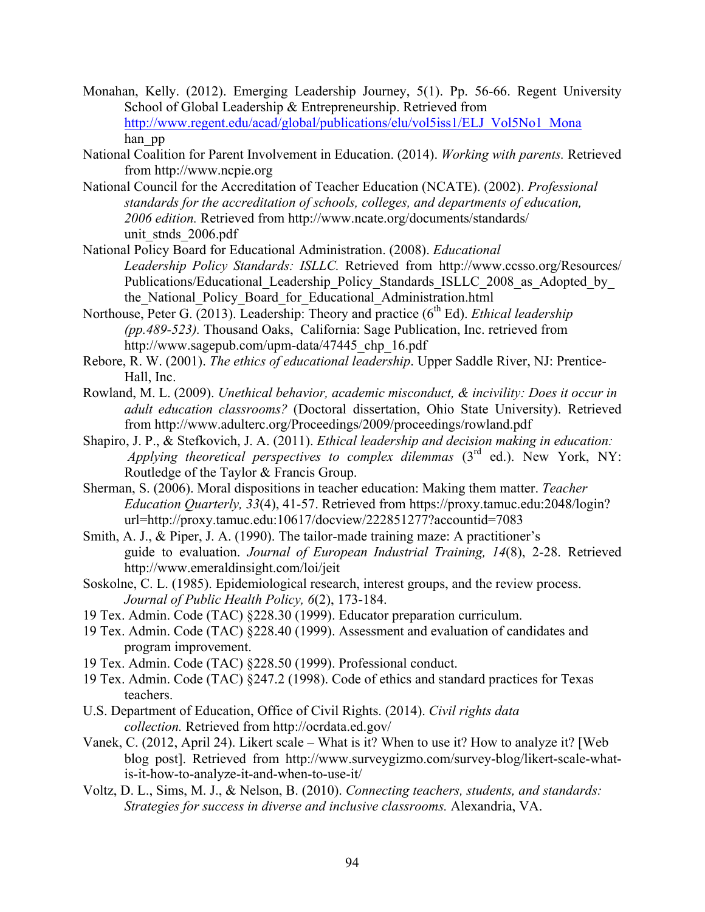Monahan, Kelly. (2012). Emerging Leadership Journey, 5(1). Pp. 56-66. Regent University School of Global Leadership & Entrepreneurship. Retrieved from http://www.regent.edu/acad/global/publications/elu/vol5iss1/ELJ_Vol5No1_Monahan_pp

National Coalition for Parent Involvement in Education. (2014). *Working with parents.* Retrieved from http://www.ncpie.org

National Council for the Accreditation of Teacher Education (NCATE). (2002). *Professional standards for the accreditation of schools, colleges, and departments of education, 2006 edition.* Retrieved from http://www.ncate.org/documents/standards/unit_stnds_2006.pdf

National Policy Board for Educational Administration. (2008). *Educational Leadership Policy Standards: ISLLC.* Retrieved from http://www.ccsso.org/Resources/Publications/Educational_Leadership_Policy_Standards_ISLLC_2008_as_Adopted_by_the_National_Policy_Board_for_Educational_Administration.html

Northouse, Peter G. (2013). Leadership: Theory and practice (6th Ed). *Ethical leadership (pp.489-523).* Thousand Oaks, California: Sage Publication, Inc. retrieved from http://www.sagepub.com/upm-data/47445_chp_16.pdf

Rebore, R. W. (2001). *The ethics of educational leadership*. Upper Saddle River, NJ: Prentice-Hall, Inc.

Rowland, M. L. (2009). *Unethical behavior, academic misconduct, & incivility: Does it occur in adult education classrooms?* (Doctoral dissertation, Ohio State University). Retrieved from http://www.adulterc.org/Proceedings/2009/proceedings/rowland.pdf

Shapiro, J. P., & Stefkovich, J. A. (2011). *Ethical leadership and decision making in education: Applying theoretical perspectives to complex dilemmas* (3rd ed.). New York, NY: Routledge of the Taylor & Francis Group.

Sherman, S. (2006). Moral dispositions in teacher education: Making them matter. *Teacher Education Quarterly, 33*(4), 41-57. Retrieved from https://proxy.tamuc.edu:2048/login?url=http://proxy.tamuc.edu:10617/docview/222851277?accountid=7083

Smith, A. J., & Piper, J. A. (1990). The tailor-made training maze: A practitioner's guide to evaluation. *Journal of European Industrial Training, 14*(8), 2-28. Retrieved http://www.emeraldinsight.com/loi/jeit

Soskolne, C. L. (1985). Epidemiological research, interest groups, and the review process. *Journal of Public Health Policy, 6*(2), 173-184.

19 Tex. Admin. Code (TAC) §228.30 (1999). Educator preparation curriculum.

19 Tex. Admin. Code (TAC) §228.40 (1999). Assessment and evaluation of candidates and program improvement.

19 Tex. Admin. Code (TAC) §228.50 (1999). Professional conduct.

19 Tex. Admin. Code (TAC) §247.2 (1998). Code of ethics and standard practices for Texas teachers.

U.S. Department of Education, Office of Civil Rights. (2014). *Civil rights data collection.* Retrieved from http://ocrdata.ed.gov/

Vanek, C. (2012, April 24). Likert scale – What is it? When to use it? How to analyze it? [Web blog post]. Retrieved from http://www.surveygizmo.com/survey-blog/likert-scale-what-is-it-how-to-analyze-it-and-when-to-use-it/

Voltz, D. L., Sims, M. J., & Nelson, B. (2010). *Connecting teachers, students, and standards: Strategies for success in diverse and inclusive classrooms.* Alexandria, VA.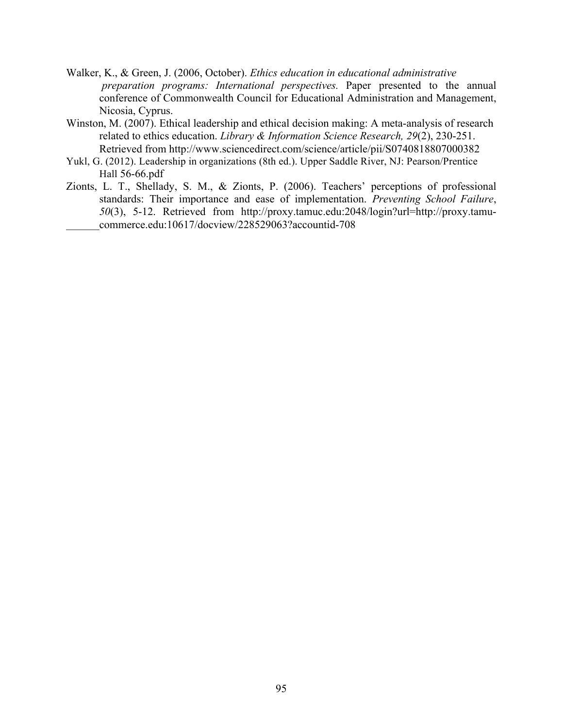Walker, K., & Green, J. (2006, October). *Ethics education in educational administrative preparation programs: International perspectives.* Paper presented to the annual conference of Commonwealth Council for Educational Administration and Management, Nicosia, Cyprus.

Winston, M. (2007). Ethical leadership and ethical decision making: A meta-analysis of research related to ethics education. *Library & Information Science Research, 29*(2), 230-251. Retrieved from http://www.sciencedirect.com/science/article/pii/S0740818807000382

Yukl, G. (2012). Leadership in organizations (8th ed.). Upper Saddle River, NJ: Pearson/Prentice Hall 56-66.pdf

Zionts, L. T., Shellady, S. M., & Zionts, P. (2006). Teachers' perceptions of professional standards: Their importance and ease of implementation. *Preventing School Failure*, *50*(3), 5-12. Retrieved from http://proxy.tamuc.edu:2048/login?url=http://proxy.tamu-commerce.edu:10617/docview/228529063?accountid-708